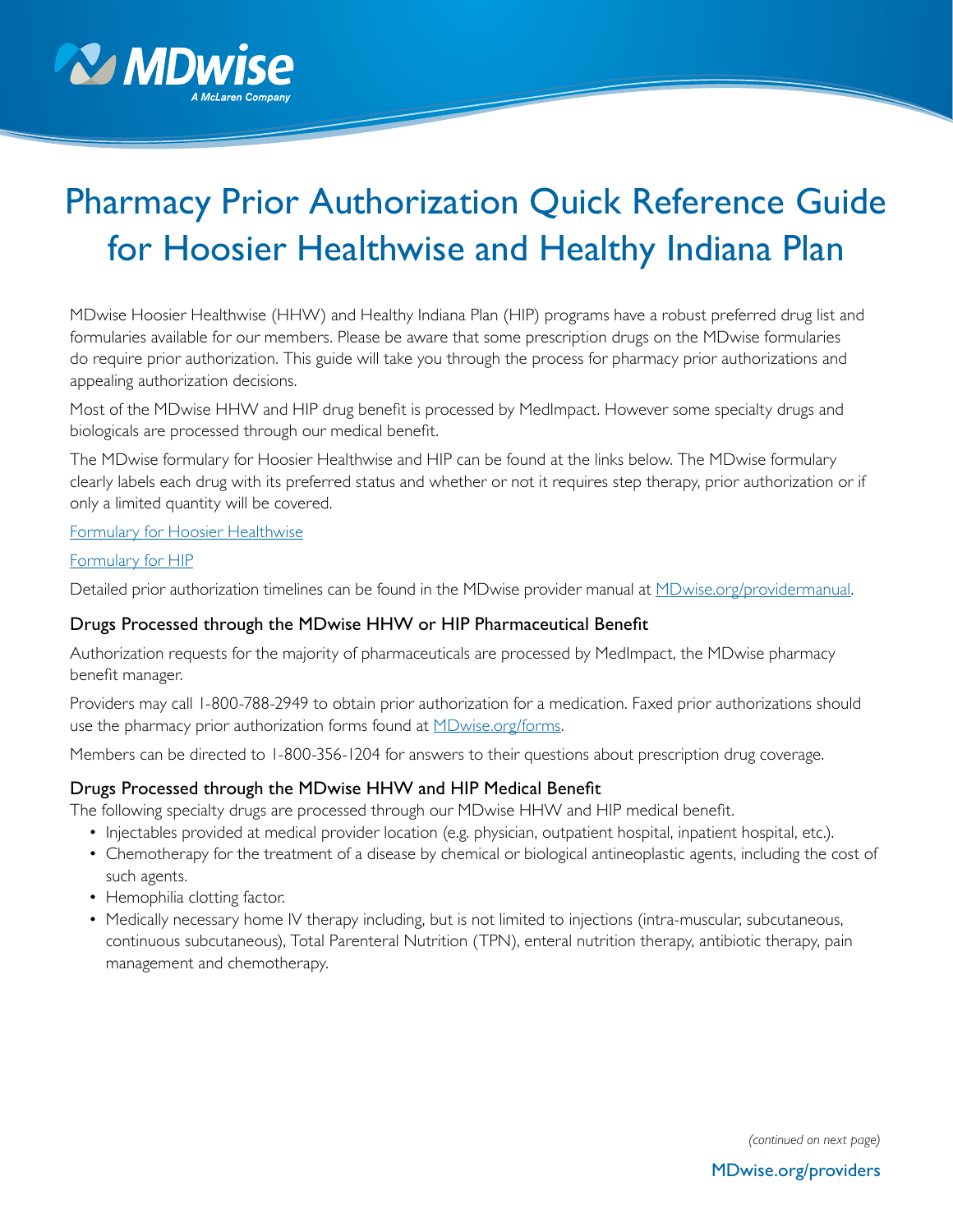# Pharmacy Prior Authorization Quick Reference Guide for Hoosier Healthwise and Healthy Indiana Plan

MDwise Hoosier Healthwise (HHW) and Healthy Indiana Plan (HIP) programs have a robust preferred drug list and formularies available for our members. Please be aware that some prescription drugs on the MDwise formularies do require prior authorization. This guide will take you through the process for pharmacy prior authorizations and appealing authorization decisions.

Most of the MDwise HHW and HIP drug benefit is processed by MedImpact. However some specialty drugs and biologicals are processed through our medical benefit.

The MDwise formulary for Hoosier Healthwise and HIP can be found at the links below. The MDwise formulary clearly labels each drug with its preferred status and whether or not it requires step therapy, prior authorization or if only a limited quantity will be covered.

Formulary for Hoosier Healthwise

Formulary for HIP

Detailed prior authorization timelines can be found in the MDwise provider manual at MDwise.org/providermanual.

## Drugs Processed through the MDwise HHW or HIP Pharmaceutical Benefit

Authorization requests for the majority of pharmaceuticals are processed by MedImpact, the MDwise pharmacy benefit manager.

Providers may call 1-800-788-2949 to obtain prior authorization for a medication. Faxed prior authorizations should use the pharmacy prior authorization forms found at MDwise.org/forms.

Members can be directed to 1-800-356-1204 for answers to their questions about prescription drug coverage.

## Drugs Processed through the MDwise HHW and HIP Medical Benefit

The following specialty drugs are processed through our MDwise HHW and HIP medical benefit.

- Injectables provided at medical provider location (e.g. physician, outpatient hospital, inpatient hospital, etc.).
- Chemotherapy for the treatment of a disease by chemical or biological antineoplastic agents, including the cost of such agents.
- Hemophilia clotting factor.
- Medically necessary home IV therapy including, but is not limited to injections (intra-muscular, subcutaneous, continuous subcutaneous), Total Parenteral Nutrition (TPN), enteral nutrition therapy, antibiotic therapy, pain management and chemotherapy.

*(continued on next page)*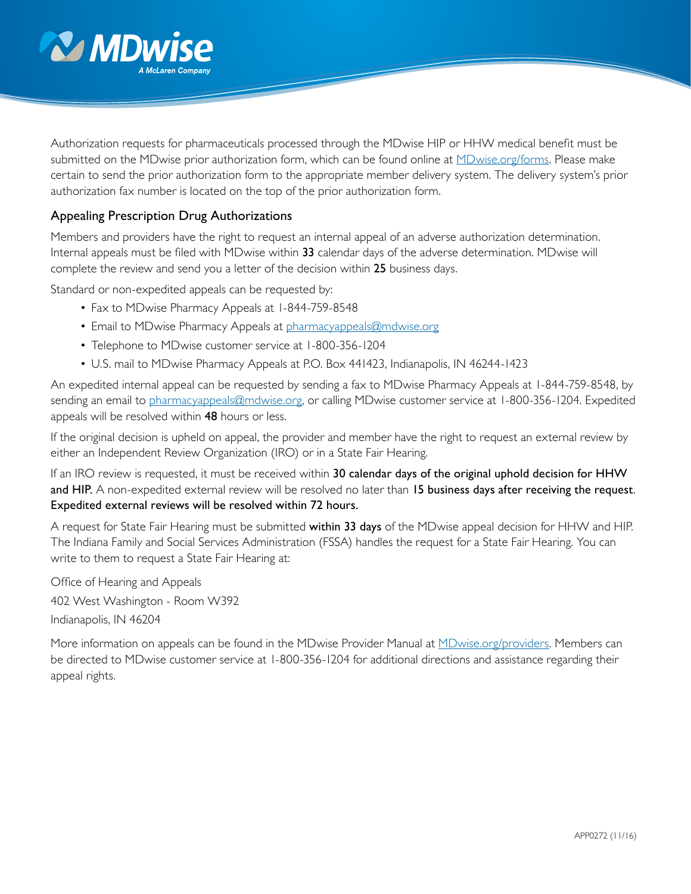Authorization requests for pharmaceuticals processed through the MDwise HIP or HHW medical benefit must be submitted on the MDwise prior authorization form, which can be found online at [MDwise.org/forms](MDwise.org/forms). Please make certain to send the prior authorization form to the appropriate member delivery system. The delivery system's prior authorization fax number is located on the top of the prior authorization form.

## Appealing Prescription Drug Authorizations

Members and providers have the right to request an internal appeal of an adverse authorization determination. Internal appeals must be filed with MDwise within **33** calendar days of the adverse determination. MDwise will complete the review and send you a letter of the decision within **25** business days.

Standard or non-expedited appeals can be requested by:

- Fax to MDwise Pharmacy Appeals at 1-844-759-8548
- Email to MDwise Pharmacy Appeals at [pharmacyappeals@mdwise.org](mailto:pharmacyappeals@mdwise.org)
- Telephone to MDwise customer service at 1-800-356-1204
- U.S. mail to MDwise Pharmacy Appeals at P.O. Box 441423, Indianapolis, IN 46244-1423

An expedited internal appeal can be requested by sending a fax to MDwise Pharmacy Appeals at 1-844-759-8548, by sending an email to [pharmacyappeals@mdwise.org](mailto:pharmacyappeals@mdwise.org), or calling MDwise customer service at 1-800-356-1204. Expedited appeals will be resolved within **48** hours or less.

If the original decision is upheld on appeal, the provider and member have the right to request an external review by either an Independent Review Organization (IRO) or in a State Fair Hearing.

If an IRO review is requested, it must be received within **30 calendar days of the original uphold decision for HHW and HIP.** A non-expedited external review will be resolved no later than **15 business days after receiving the request**. **Expedited external reviews will be resolved within 72 hours.**

A request for State Fair Hearing must be submitted **within 33 days** of the MDwise appeal decision for HHW and HIP. The Indiana Family and Social Services Administration (FSSA) handles the request for a State Fair Hearing. You can write to them to request a State Fair Hearing at:

Office of Hearing and Appeals

402 West Washington - Room W392

Indianapolis, IN 46204

More information on appeals can be found in the MDwise Provider Manual at [MDwise.org/providers](MDwise.org/providers). Members can be directed to MDwise customer service at 1-800-356-1204 for additional directions and assistance regarding their appeal rights.

APP0272 (11/16)